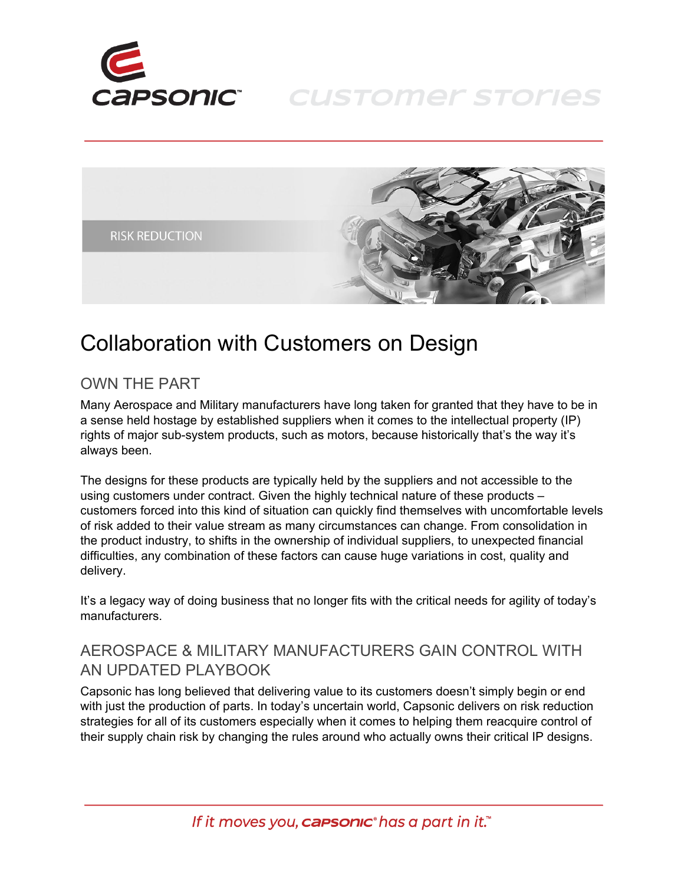# Collaboration with Customers on Design

RISK REDUCTION

## OWN THE PART

Many Aerospace and Military manufacturers have long taken for granted that they have to be in a sense held hostage by established suppliers when it comes to the intellectual property (IP) rights of major sub-system products, such as motors, because historically that's the way it's always been.

The designs for these products are typically held by the suppliers and not accessible to the using customers under contract. Given the highly technical nature of these products – customers forced into this kind of situation can quickly find themselves with uncomfortable levels of risk added to their value stream as many circumstances can change. From consolidation in the product industry, to shifts in the ownership of individual suppliers, to unexpected financial difficulties, any combination of these factors can cause huge variations in cost, quality and delivery.

It's a legacy way of doing business that no longer fits with the critical needs for agility of today's manufacturers.

## AEROSPACE & MILITARY MANUFACTURERS GAIN CONTROL WITH AN UPDATED PLAYBOOK

Capsonic has long believed that delivering value to its customers doesn't simply begin or end with just the production of parts. In today's uncertain world, Capsonic delivers on risk reduction strategies for all of its customers especially when it comes to helping them reacquire control of their supply chain risk by changing the rules around who actually owns their critical IP designs.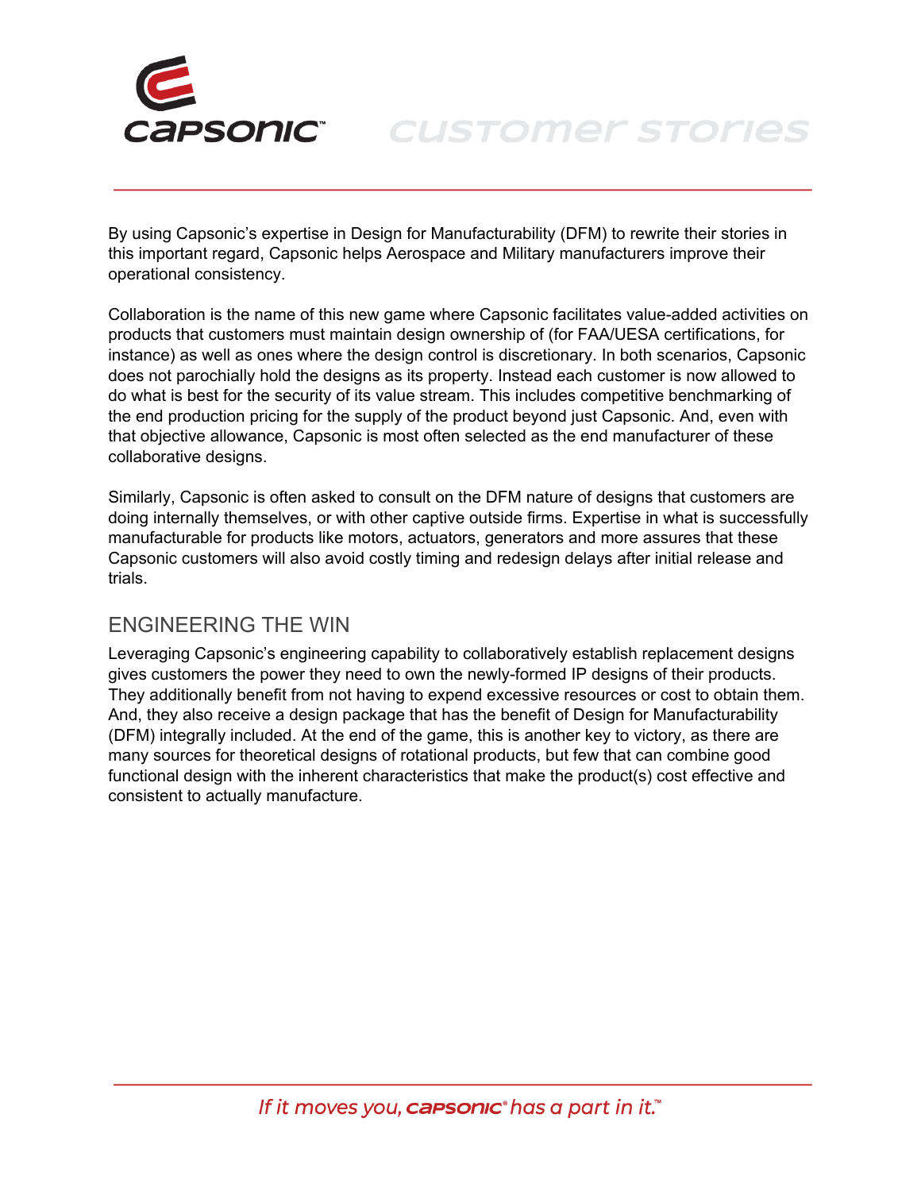By using Capsonic's expertise in Design for Manufacturability (DFM) to rewrite their stories in this important regard, Capsonic helps Aerospace and Military manufacturers improve their operational consistency.

Collaboration is the name of this new game where Capsonic facilitates value-added activities on products that customers must maintain design ownership of (for FAA/UESA certifications, for instance) as well as ones where the design control is discretionary. In both scenarios, Capsonic does not parochially hold the designs as its property. Instead each customer is now allowed to do what is best for the security of its value stream. This includes competitive benchmarking of the end production pricing for the supply of the product beyond just Capsonic. And, even with that objective allowance, Capsonic is most often selected as the end manufacturer of these collaborative designs.

Similarly, Capsonic is often asked to consult on the DFM nature of designs that customers are doing internally themselves, or with other captive outside firms. Expertise in what is successfully manufacturable for products like motors, actuators, generators and more assures that these Capsonic customers will also avoid costly timing and redesign delays after initial release and trials.

## ENGINEERING THE WIN

Leveraging Capsonic's engineering capability to collaboratively establish replacement designs gives customers the power they need to own the newly-formed IP designs of their products. They additionally benefit from not having to expend excessive resources or cost to obtain them. And, they also receive a design package that has the benefit of Design for Manufacturability (DFM) integrally included. At the end of the game, this is another key to victory, as there are many sources for theoretical designs of rotational products, but few that can combine good functional design with the inherent characteristics that make the product(s) cost effective and consistent to actually manufacture.